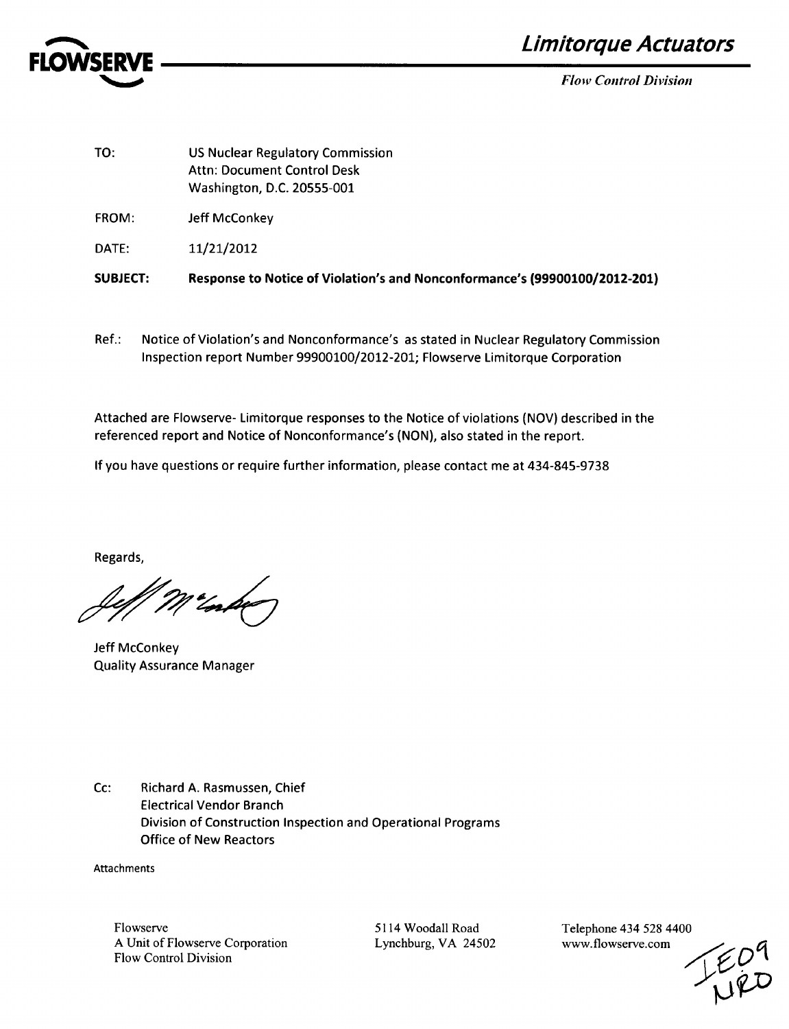**FLOWSERVE**

## *Limitorque Actuators*

*Flow Control Division*

TO: US Nuclear Regulatory Commission
Attn: Document Control Desk
Washington, D.C. 20555-001

FROM: Jeff McConkey

DATE: 11/21/2012

**SUBJECT: Response to Notice of Violation's and Nonconformance's (99900100/2012-201)**

Ref.: Notice of Violation's and Nonconformance's as stated in Nuclear Regulatory Commission Inspection report Number 99900100/2012-201; Flowserve Limitorque Corporation

Attached are Flowserve- Limitorque responses to the Notice of violations (NOV) described in the referenced report and Notice of Nonconformance's (NON), also stated in the report.

If you have questions or require further information, please contact me at 434-845-9738

Regards,

Jeff McConkey
Quality Assurance Manager

Cc: Richard A. Rasmussen, Chief
Electrical Vendor Branch
Division of Construction Inspection and Operational Programs
Office of New Reactors

Attachments

Flowserve
A Unit of Flowserve Corporation
Flow Control Division

5114 Woodall Road
Lynchburg, VA 24502

Telephone 434 528 4400
www.flowserve.com

IE09
NRO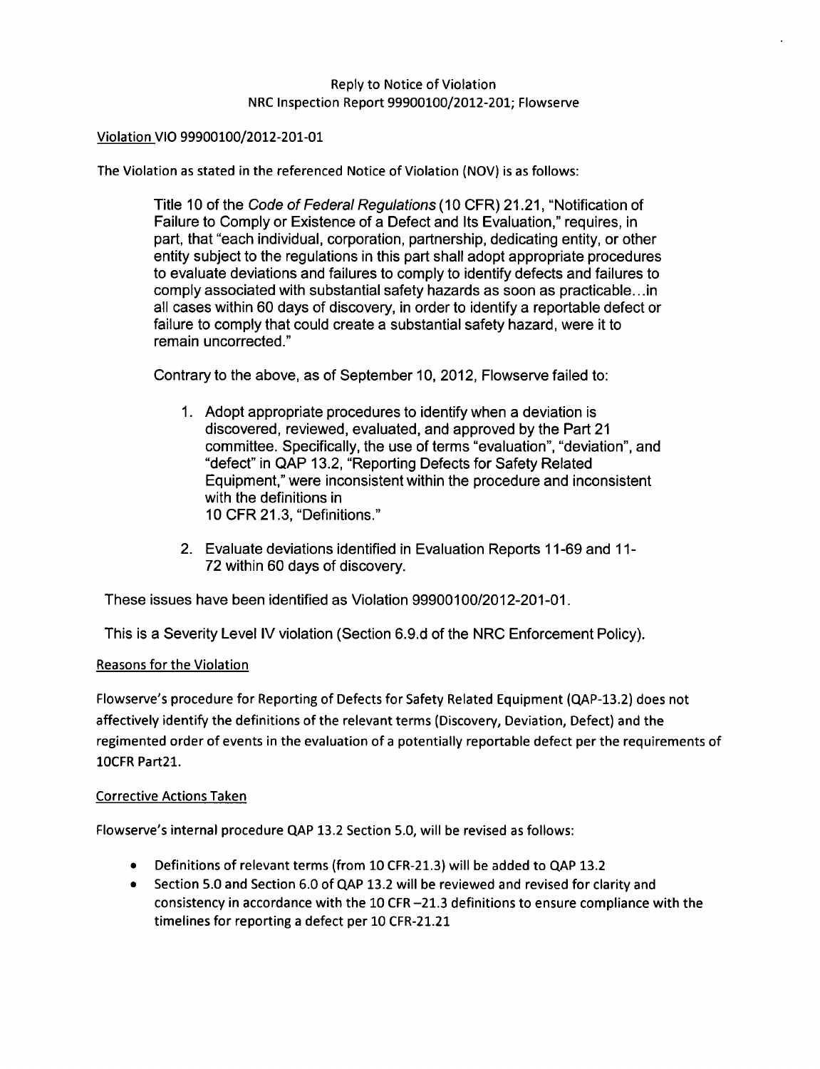Reply to Notice of Violation
NRC Inspection Report 99900100/2012-201; Flowserve

Violation VIO 99900100/2012-201-01

The Violation as stated in the referenced Notice of Violation (NOV) is as follows:

> Title 10 of the *Code of Federal Regulations* (10 CFR) 21.21, "Notification of Failure to Comply or Existence of a Defect and Its Evaluation," requires, in part, that "each individual, corporation, partnership, dedicating entity, or other entity subject to the regulations in this part shall adopt appropriate procedures to evaluate deviations and failures to comply to identify defects and failures to comply associated with substantial safety hazards as soon as practicable...in all cases within 60 days of discovery, in order to identify a reportable defect or failure to comply that could create a substantial safety hazard, were it to remain uncorrected."
>
> Contrary to the above, as of September 10, 2012, Flowserve failed to:
>
> 1. Adopt appropriate procedures to identify when a deviation is discovered, reviewed, evaluated, and approved by the Part 21 committee. Specifically, the use of terms "evaluation", "deviation", and "defect" in QAP 13.2, "Reporting Defects for Safety Related Equipment," were inconsistent within the procedure and inconsistent with the definitions in 10 CFR 21.3, "Definitions."
>
> 2. Evaluate deviations identified in Evaluation Reports 11-69 and 11-72 within 60 days of discovery.

These issues have been identified as Violation 99900100/2012-201-01.

This is a Severity Level IV violation (Section 6.9.d of the NRC Enforcement Policy).

Reasons for the Violation

Flowserve's procedure for Reporting of Defects for Safety Related Equipment (QAP-13.2) does not affectively identify the definitions of the relevant terms (Discovery, Deviation, Defect) and the regimented order of events in the evaluation of a potentially reportable defect per the requirements of 10CFR Part21.

Corrective Actions Taken

Flowserve's internal procedure QAP 13.2 Section 5.0, will be revised as follows:

- Definitions of relevant terms (from 10 CFR-21.3) will be added to QAP 13.2
- Section 5.0 and Section 6.0 of QAP 13.2 will be reviewed and revised for clarity and consistency in accordance with the 10 CFR –21.3 definitions to ensure compliance with the timelines for reporting a defect per 10 CFR-21.21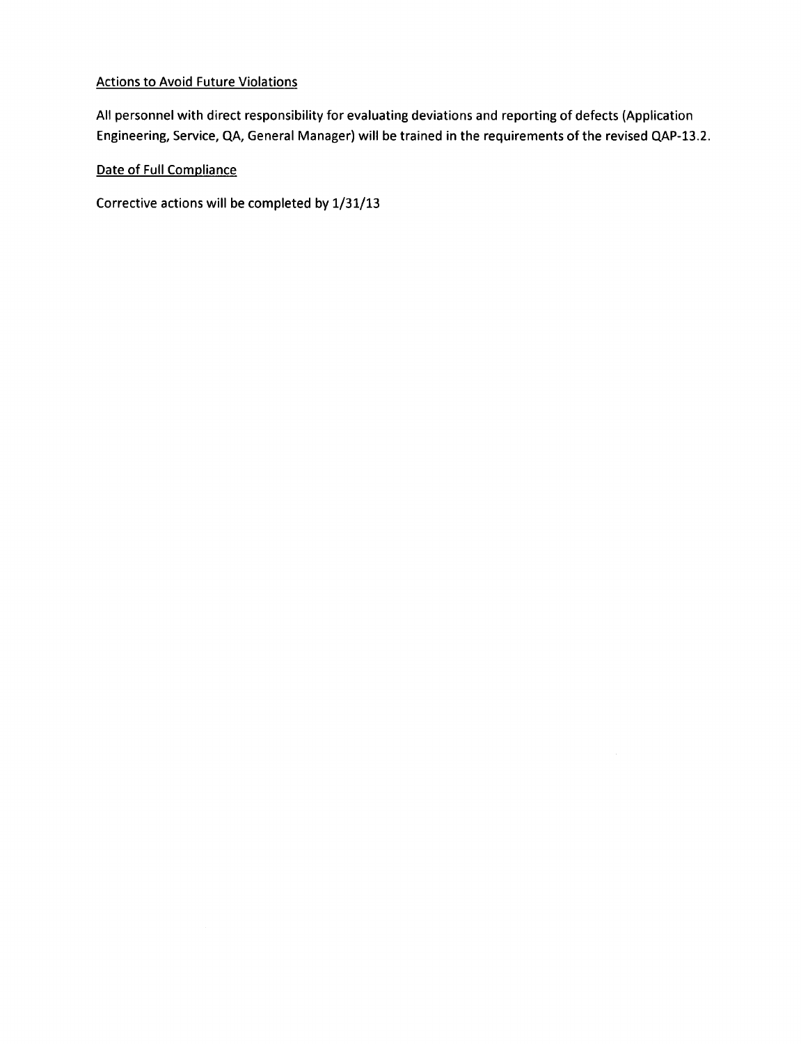Actions to Avoid Future Violations

All personnel with direct responsibility for evaluating deviations and reporting of defects (Application Engineering, Service, QA, General Manager) will be trained in the requirements of the revised QAP-13.2.

Date of Full Compliance

Corrective actions will be completed by 1/31/13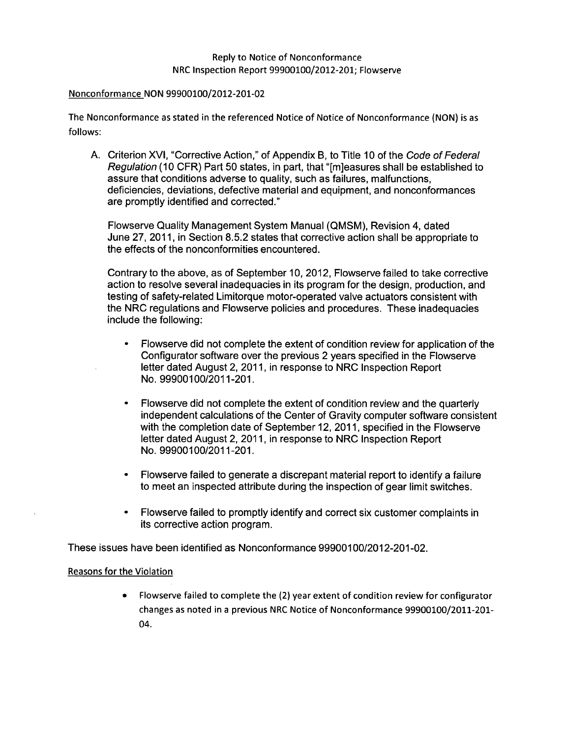Reply to Notice of Nonconformance
NRC Inspection Report 99900100/2012-201; Flowserve

Nonconformance NON 99900100/2012-201-02

The Nonconformance as stated in the referenced Notice of Notice of Nonconformance (NON) is as follows:

A. Criterion XVI, "Corrective Action," of Appendix B, to Title 10 of the *Code of Federal Regulation* (10 CFR) Part 50 states, in part, that "[m]easures shall be established to assure that conditions adverse to quality, such as failures, malfunctions, deficiencies, deviations, defective material and equipment, and nonconformances are promptly identified and corrected."

   Flowserve Quality Management System Manual (QMSM), Revision 4, dated June 27, 2011, in Section 8.5.2 states that corrective action shall be appropriate to the effects of the nonconformities encountered.

   Contrary to the above, as of September 10, 2012, Flowserve failed to take corrective action to resolve several inadequacies in its program for the design, production, and testing of safety-related Limitorque motor-operated valve actuators consistent with the NRC regulations and Flowserve policies and procedures. These inadequacies include the following:

   - Flowserve did not complete the extent of condition review for application of the Configurator software over the previous 2 years specified in the Flowserve letter dated August 2, 2011, in response to NRC Inspection Report No. 99900100/2011-201.
   - Flowserve did not complete the extent of condition review and the quarterly independent calculations of the Center of Gravity computer software consistent with the completion date of September 12, 2011, specified in the Flowserve letter dated August 2, 2011, in response to NRC Inspection Report No. 99900100/2011-201.
   - Flowserve failed to generate a discrepant material report to identify a failure to meet an inspected attribute during the inspection of gear limit switches.
   - Flowserve failed to promptly identify and correct six customer complaints in its corrective action program.

These issues have been identified as Nonconformance 99900100/2012-201-02.

Reasons for the Violation

- Flowserve failed to complete the (2) year extent of condition review for configurator changes as noted in a previous NRC Notice of Nonconformance 99900100/2011-201-04.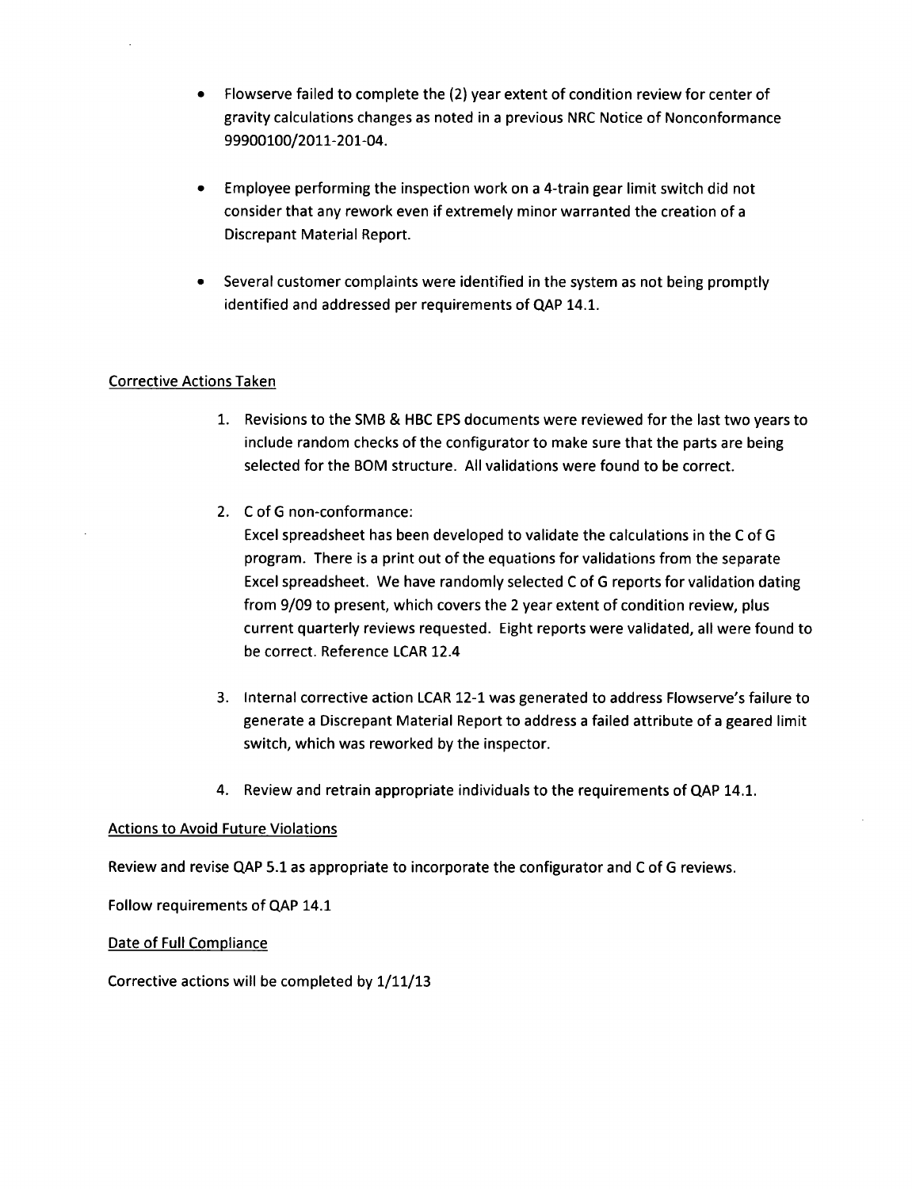- Flowserve failed to complete the (2) year extent of condition review for center of gravity calculations changes as noted in a previous NRC Notice of Nonconformance 99900100/2011-201-04.

- Employee performing the inspection work on a 4-train gear limit switch did not consider that any rework even if extremely minor warranted the creation of a Discrepant Material Report.

- Several customer complaints were identified in the system as not being promptly identified and addressed per requirements of QAP 14.1.

Corrective Actions Taken

1. Revisions to the SMB & HBC EPS documents were reviewed for the last two years to include random checks of the configurator to make sure that the parts are being selected for the BOM structure. All validations were found to be correct.

2. C of G non-conformance:
   Excel spreadsheet has been developed to validate the calculations in the C of G program. There is a print out of the equations for validations from the separate Excel spreadsheet. We have randomly selected C of G reports for validation dating from 9/09 to present, which covers the 2 year extent of condition review, plus current quarterly reviews requested. Eight reports were validated, all were found to be correct. Reference LCAR 12.4

3. Internal corrective action LCAR 12-1 was generated to address Flowserve's failure to generate a Discrepant Material Report to address a failed attribute of a geared limit switch, which was reworked by the inspector.

4. Review and retrain appropriate individuals to the requirements of QAP 14.1.

Actions to Avoid Future Violations

Review and revise QAP 5.1 as appropriate to incorporate the configurator and C of G reviews.

Follow requirements of QAP 14.1

Date of Full Compliance

Corrective actions will be completed by 1/11/13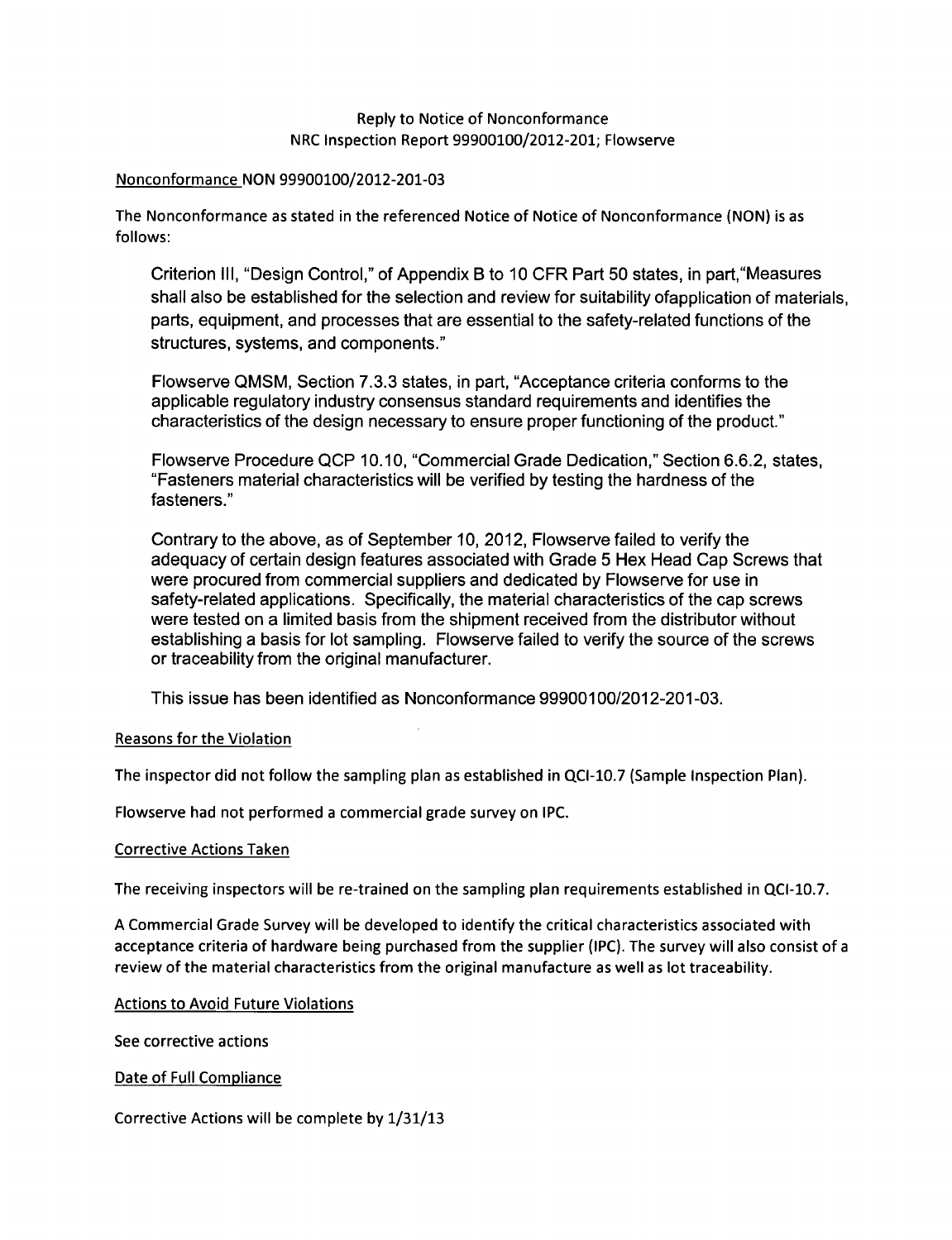Reply to Notice of Nonconformance
NRC Inspection Report 99900100/2012-201; Flowserve

Nonconformance NON 99900100/2012-201-03

The Nonconformance as stated in the referenced Notice of Notice of Nonconformance (NON) is as follows:

> Criterion III, "Design Control," of Appendix B to 10 CFR Part 50 states, in part,"Measures shall also be established for the selection and review for suitability ofapplication of materials, parts, equipment, and processes that are essential to the safety-related functions of the structures, systems, and components."
>
> Flowserve QMSM, Section 7.3.3 states, in part, "Acceptance criteria conforms to the applicable regulatory industry consensus standard requirements and identifies the characteristics of the design necessary to ensure proper functioning of the product."
>
> Flowserve Procedure QCP 10.10, "Commercial Grade Dedication," Section 6.6.2, states, "Fasteners material characteristics will be verified by testing the hardness of the fasteners."
>
> Contrary to the above, as of September 10, 2012, Flowserve failed to verify the adequacy of certain design features associated with Grade 5 Hex Head Cap Screws that were procured from commercial suppliers and dedicated by Flowserve for use in safety-related applications. Specifically, the material characteristics of the cap screws were tested on a limited basis from the shipment received from the distributor without establishing a basis for lot sampling. Flowserve failed to verify the source of the screws or traceability from the original manufacturer.
>
> This issue has been identified as Nonconformance 99900100/2012-201-03.

Reasons for the Violation

The inspector did not follow the sampling plan as established in QCI-10.7 (Sample Inspection Plan).

Flowserve had not performed a commercial grade survey on IPC.

Corrective Actions Taken

The receiving inspectors will be re-trained on the sampling plan requirements established in QCI-10.7.

A Commercial Grade Survey will be developed to identify the critical characteristics associated with acceptance criteria of hardware being purchased from the supplier (IPC). The survey will also consist of a review of the material characteristics from the original manufacture as well as lot traceability.

Actions to Avoid Future Violations

See corrective actions

Date of Full Compliance

Corrective Actions will be complete by 1/31/13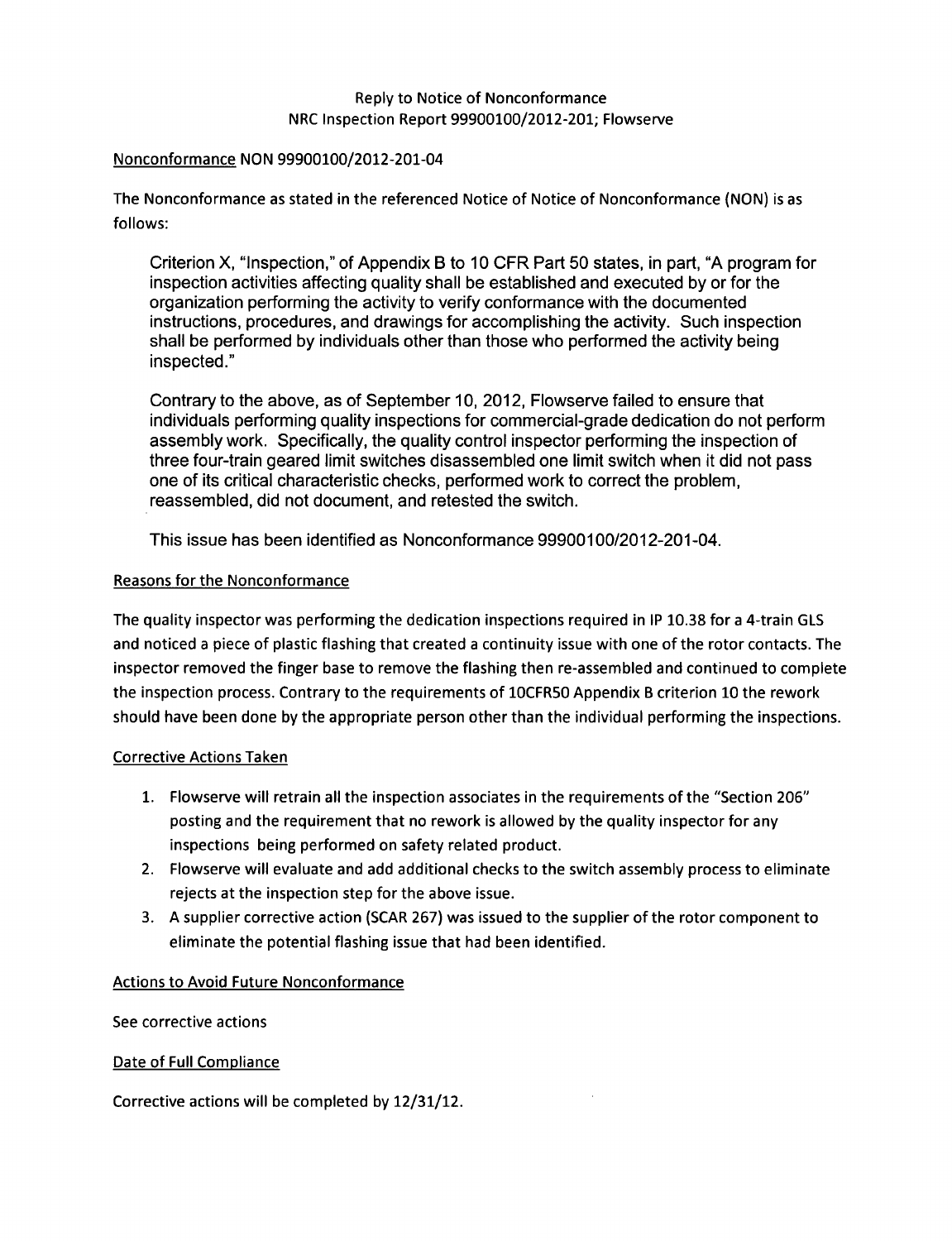Reply to Notice of Nonconformance
NRC Inspection Report 99900100/2012-201; Flowserve

Nonconformance NON 99900100/2012-201-04

The Nonconformance as stated in the referenced Notice of Notice of Nonconformance (NON) is as follows:

> Criterion X, "Inspection," of Appendix B to 10 CFR Part 50 states, in part, "A program for inspection activities affecting quality shall be established and executed by or for the organization performing the activity to verify conformance with the documented instructions, procedures, and drawings for accomplishing the activity. Such inspection shall be performed by individuals other than those who performed the activity being inspected."
>
> Contrary to the above, as of September 10, 2012, Flowserve failed to ensure that individuals performing quality inspections for commercial-grade dedication do not perform assembly work. Specifically, the quality control inspector performing the inspection of three four-train geared limit switches disassembled one limit switch when it did not pass one of its critical characteristic checks, performed work to correct the problem, reassembled, did not document, and retested the switch.
>
> This issue has been identified as Nonconformance 99900100/2012-201-04.

Reasons for the Nonconformance

The quality inspector was performing the dedication inspections required in IP 10.38 for a 4-train GLS and noticed a piece of plastic flashing that created a continuity issue with one of the rotor contacts. The inspector removed the finger base to remove the flashing then re-assembled and continued to complete the inspection process. Contrary to the requirements of 10CFR50 Appendix B criterion 10 the rework should have been done by the appropriate person other than the individual performing the inspections.

Corrective Actions Taken

1. Flowserve will retrain all the inspection associates in the requirements of the "Section 206" posting and the requirement that no rework is allowed by the quality inspector for any inspections being performed on safety related product.
2. Flowserve will evaluate and add additional checks to the switch assembly process to eliminate rejects at the inspection step for the above issue.
3. A supplier corrective action (SCAR 267) was issued to the supplier of the rotor component to eliminate the potential flashing issue that had been identified.

Actions to Avoid Future Nonconformance

See corrective actions

Date of Full Compliance

Corrective actions will be completed by 12/31/12.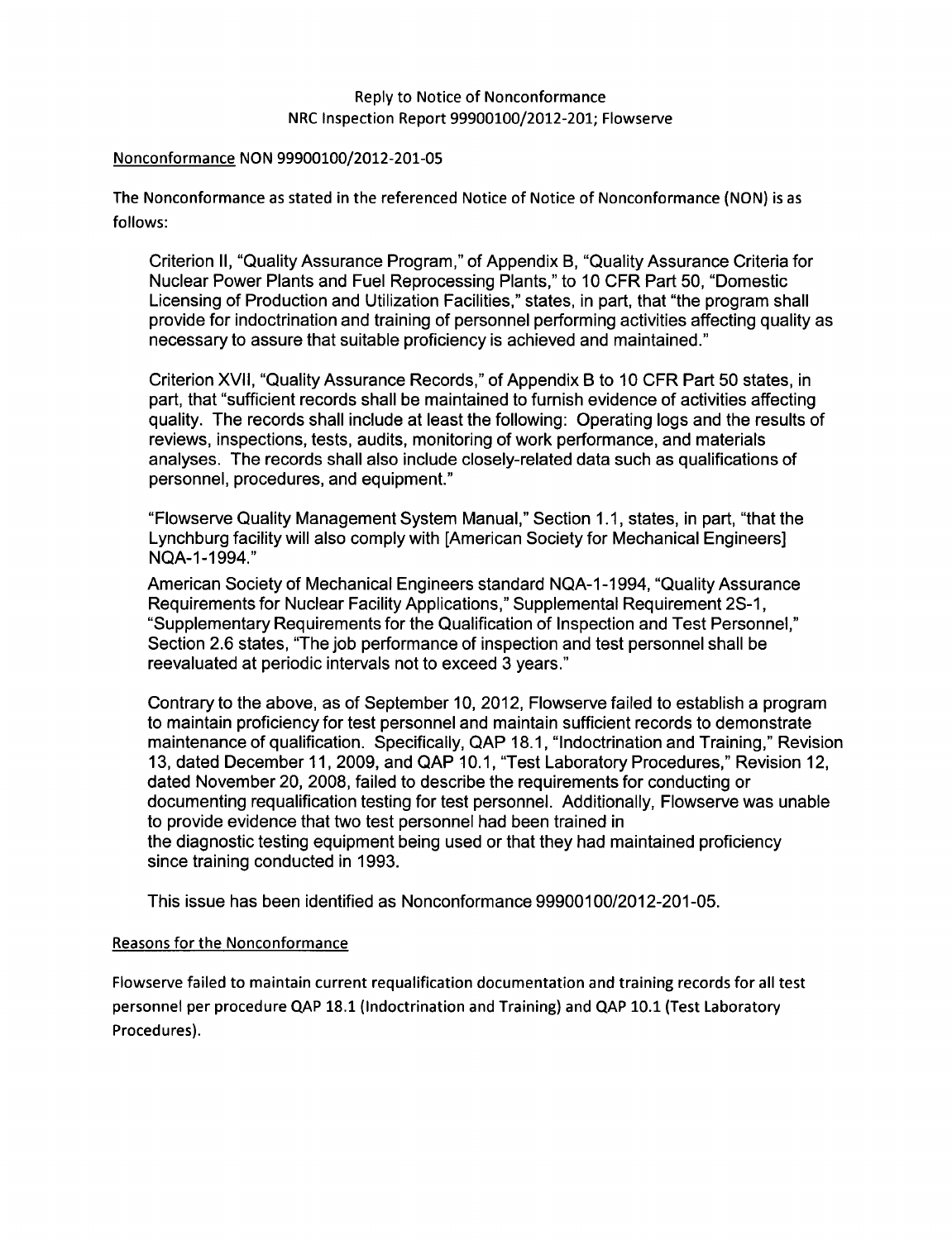Reply to Notice of Nonconformance
NRC Inspection Report 99900100/2012-201; Flowserve

Nonconformance NON 99900100/2012-201-05

The Nonconformance as stated in the referenced Notice of Notice of Nonconformance (NON) is as follows:

> Criterion II, "Quality Assurance Program," of Appendix B, "Quality Assurance Criteria for Nuclear Power Plants and Fuel Reprocessing Plants," to 10 CFR Part 50, "Domestic Licensing of Production and Utilization Facilities," states, in part, that "the program shall provide for indoctrination and training of personnel performing activities affecting quality as necessary to assure that suitable proficiency is achieved and maintained."
>
> Criterion XVII, "Quality Assurance Records," of Appendix B to 10 CFR Part 50 states, in part, that "sufficient records shall be maintained to furnish evidence of activities affecting quality. The records shall include at least the following: Operating logs and the results of reviews, inspections, tests, audits, monitoring of work performance, and materials analyses. The records shall also include closely-related data such as qualifications of personnel, procedures, and equipment."
>
> "Flowserve Quality Management System Manual," Section 1.1, states, in part, "that the Lynchburg facility will also comply with [American Society for Mechanical Engineers] NQA-1-1994."
>
> American Society of Mechanical Engineers standard NQA-1-1994, "Quality Assurance Requirements for Nuclear Facility Applications," Supplemental Requirement 2S-1, "Supplementary Requirements for the Qualification of Inspection and Test Personnel," Section 2.6 states, "The job performance of inspection and test personnel shall be reevaluated at periodic intervals not to exceed 3 years."
>
> Contrary to the above, as of September 10, 2012, Flowserve failed to establish a program to maintain proficiency for test personnel and maintain sufficient records to demonstrate maintenance of qualification. Specifically, QAP 18.1, "Indoctrination and Training," Revision 13, dated December 11, 2009, and QAP 10.1, "Test Laboratory Procedures," Revision 12, dated November 20, 2008, failed to describe the requirements for conducting or documenting requalification testing for test personnel. Additionally, Flowserve was unable to provide evidence that two test personnel had been trained in the diagnostic testing equipment being used or that they had maintained proficiency since training conducted in 1993.
>
> This issue has been identified as Nonconformance 99900100/2012-201-05.

Reasons for the Nonconformance

Flowserve failed to maintain current requalification documentation and training records for all test personnel per procedure QAP 18.1 (Indoctrination and Training) and QAP 10.1 (Test Laboratory Procedures).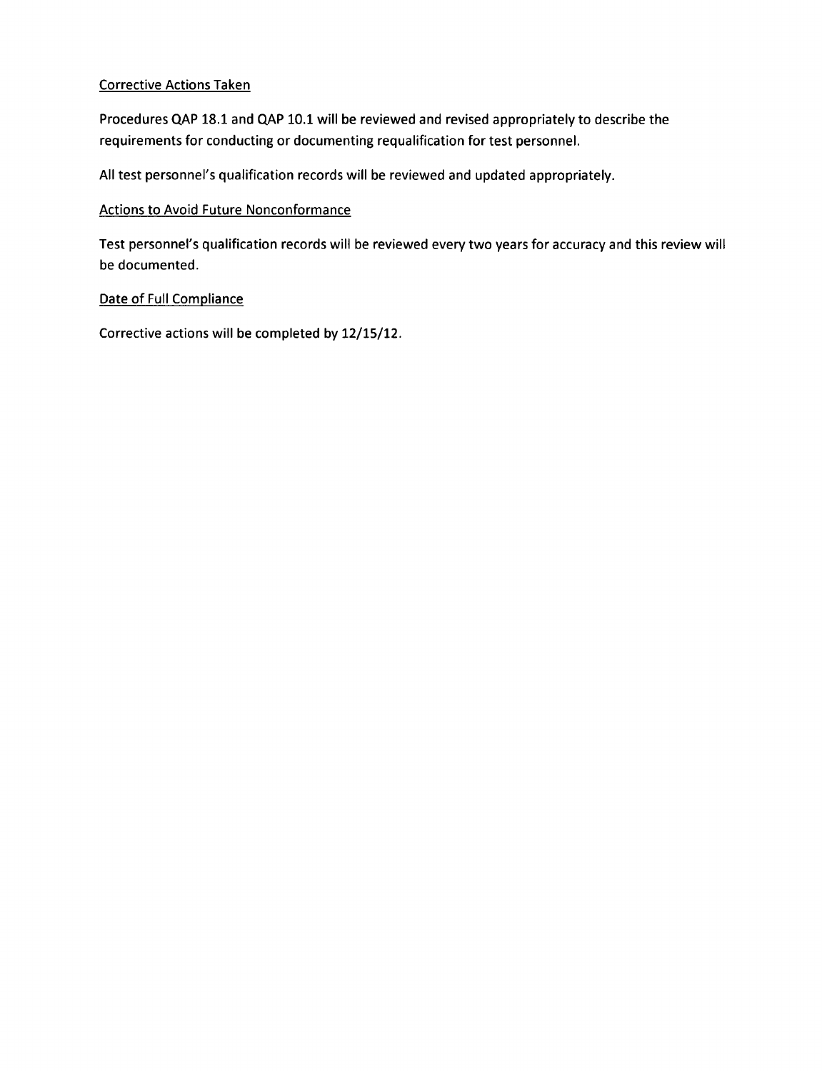Corrective Actions Taken

Procedures QAP 18.1 and QAP 10.1 will be reviewed and revised appropriately to describe the requirements for conducting or documenting requalification for test personnel.

All test personnel's qualification records will be reviewed and updated appropriately.

Actions to Avoid Future Nonconformance

Test personnel's qualification records will be reviewed every two years for accuracy and this review will be documented.

Date of Full Compliance

Corrective actions will be completed by 12/15/12.